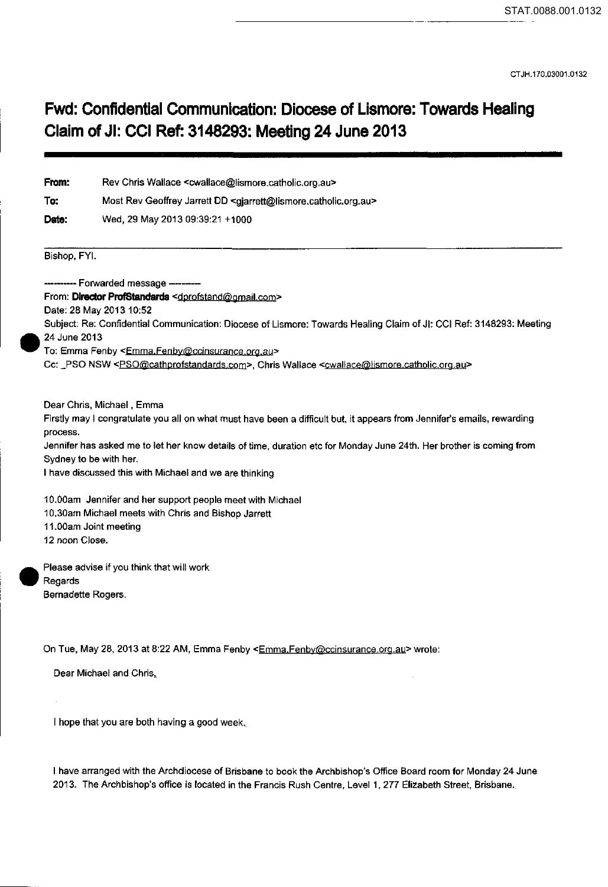# Fwd: Confidential Communication: Diocese of Lismore: Towards Healing Claim of JI: CCI Ref: 3148293: Meeting 24 June 2013

**From:** Rev Chris Wallace <cwallace@lismore.catholic.org.au>

**To:** Most Rev Geoffrey Jarrett DD <gjarrett@lismore.catholic.org.au>

**Date:** Wed, 29 May 2013 09:39:21 +1000

Bishop, FYI.

---------- Forwarded message ----------
From: **Director ProfStandards** <dprofstand@gmail.com>
Date: 28 May 2013 10:52
Subject: Re: Confidential Communication: Diocese of Lismore: Towards Healing Claim of JI: CCI Ref: 3148293: Meeting 24 June 2013
To: Emma Fenby <Emma.Fenby@ccinsurance.org.au>
Cc: _PSO NSW <PSO@cathprofstandards.com>, Chris Wallace <cwallace@lismore.catholic.org.au>

Dear Chris, Michael , Emma
Firstly may I congratulate you all on what must have been a difficult but, it appears from Jennifer's emails, rewarding process.
Jennifer has asked me to let her know details of time, duration etc for Monday June 24th. Her brother is coming from Sydney to be with her.
I have discussed this with Michael and we are thinking

10.00am Jennifer and her support people meet with Michael
10.30am Michael meets with Chris and Bishop Jarrett
11.00am Joint meeting
12 noon Close.

Please advise if you think that will work
Regards
Bernadette Rogers.

On Tue, May 28, 2013 at 8:22 AM, Emma Fenby <Emma.Fenby@ccinsurance.org.au> wrote:

Dear Michael and Chris,

I hope that you are both having a good week.

I have arranged with the Archdiocese of Brisbane to book the Archbishop's Office Board room for Monday 24 June 2013. The Archbishop's office is located in the Francis Rush Centre, Level 1, 277 Elizabeth Street, Brisbane.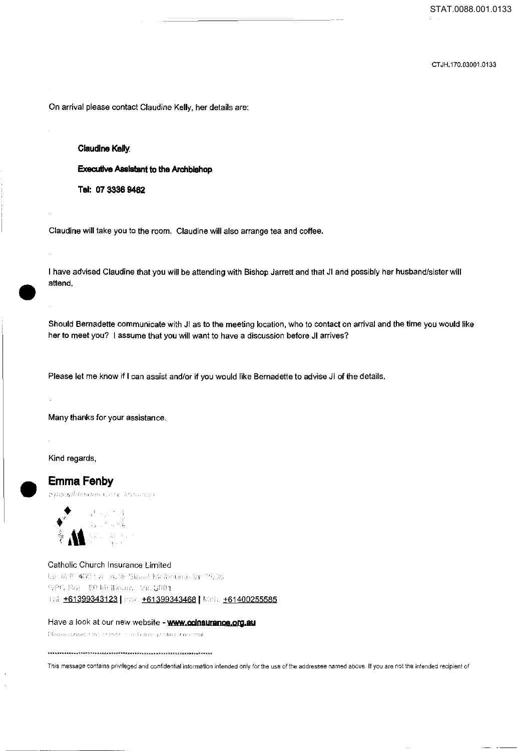On arrival please contact Claudine Kelly, her details are:

**Claudine Kelly**

**Executive Assistant to the Archbishop**

**Tel: 07 3336 9462**

Claudine will take you to the room. Claudine will also arrange tea and coffee.

I have advised Claudine that you will be attending with Bishop Jarrett and that JI and possibly her husband/sister will attend.

Should Bernadette communicate with JI as to the meeting location, who to contact on arrival and the time you would like her to meet you? I assume that you will want to have a discussion before JI arrives?

Please let me know if I can assist and/or if you would like Bernadette to advise JI of the details.

Many thanks for your assistance.

Kind regards,

**Emma Fenby**

Catholic Church Insurance Limited

Level 8 485 La Trobe Street Melbourne Vic 3000

GPO Box 180 Melbourne Vic 3001

Tel +61399343123 | Fax +61399343468 | Mob +61400255585

Have a look at our new website - **www.ccinsurance.org.au**

*************************************************************

This message contains privileged and confidential information intended only for the use of the addressee named above. If you are not the intended recipient of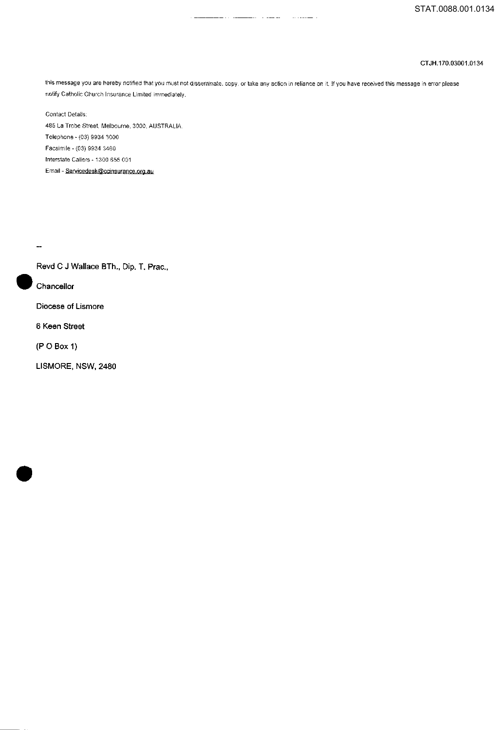this message you are hereby notified that you must not disseminate, copy, or take any action in reliance on it. If you have received this message in error please notify Catholic Church Insurance Limited immediately.

Contact Details:
485 La Trobe Street, Melbourne, 3000, AUSTRALIA.
Telephone - (03) 9934 3000
Facsimile - (03) 9934 3460
Interstate Callers - 1300 655 001
Email - Servicedesk@ccinsurance.org.au

--

Revd C J Wallace BTh., Dip. T. Prac.,

Chancellor

Diocese of Lismore

6 Keen Street

(P O Box 1)

LISMORE, NSW, 2480